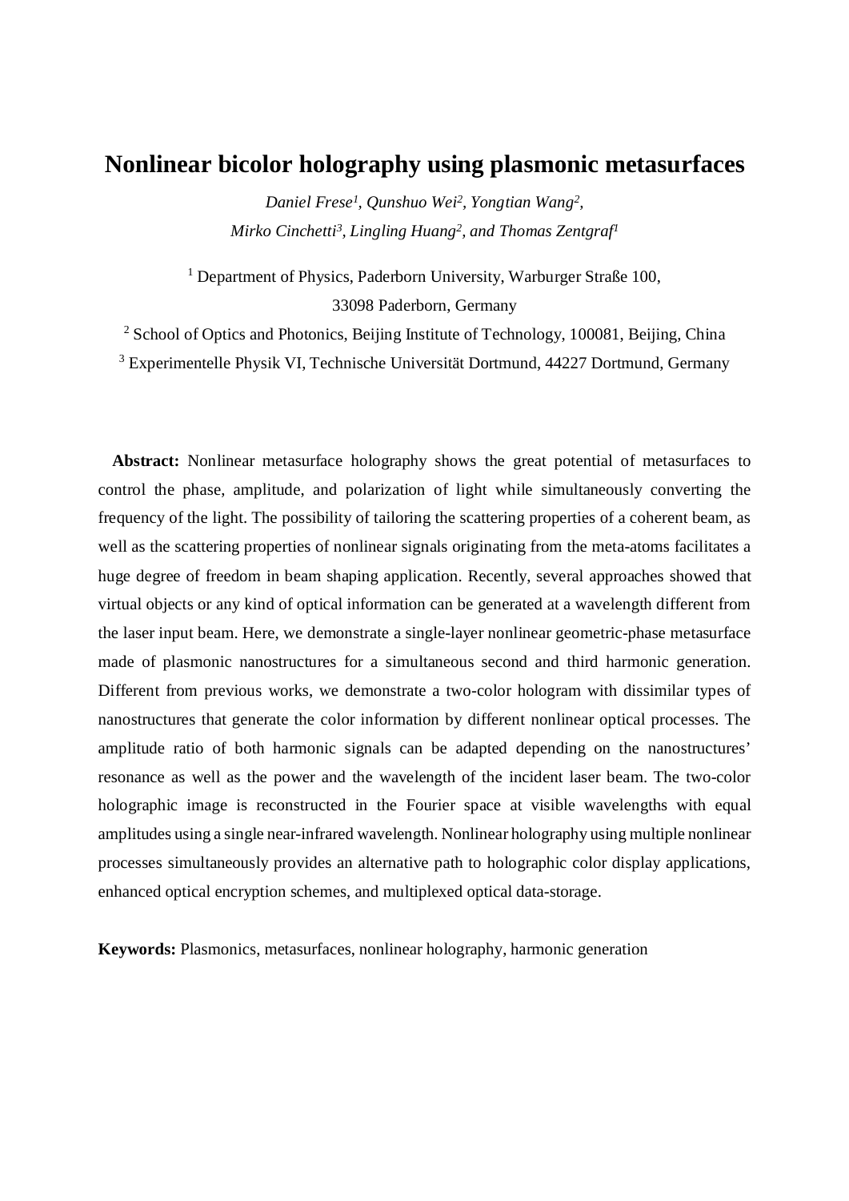# Nonlinear bicolor holography using plasmonic metasurfaces

*Daniel Frese[1], Qunshuo Wei[2], Yongtian Wang[2], Mirko Cinchetti[3], Lingling Huang[2], and Thomas Zentgraf[1]*

[1] Department of Physics, Paderborn University, Warburger Straße 100, 33098 Paderborn, Germany

[2] School of Optics and Photonics, Beijing Institute of Technology, 100081, Beijing, China

[3] Experimentelle Physik VI, Technische Universität Dortmund, 44227 Dortmund, Germany

**Abstract:** Nonlinear metasurface holography shows the great potential of metasurfaces to control the phase, amplitude, and polarization of light while simultaneously converting the frequency of the light. The possibility of tailoring the scattering properties of a coherent beam, as well as the scattering properties of nonlinear signals originating from the meta-atoms facilitates a huge degree of freedom in beam shaping application. Recently, several approaches showed that virtual objects or any kind of optical information can be generated at a wavelength different from the laser input beam. Here, we demonstrate a single-layer nonlinear geometric-phase metasurface made of plasmonic nanostructures for a simultaneous second and third harmonic generation. Different from previous works, we demonstrate a two-color hologram with dissimilar types of nanostructures that generate the color information by different nonlinear optical processes. The amplitude ratio of both harmonic signals can be adapted depending on the nanostructures' resonance as well as the power and the wavelength of the incident laser beam. The two-color holographic image is reconstructed in the Fourier space at visible wavelengths with equal amplitudes using a single near-infrared wavelength. Nonlinear holography using multiple nonlinear processes simultaneously provides an alternative path to holographic color display applications, enhanced optical encryption schemes, and multiplexed optical data-storage.

**Keywords:** Plasmonics, metasurfaces, nonlinear holography, harmonic generation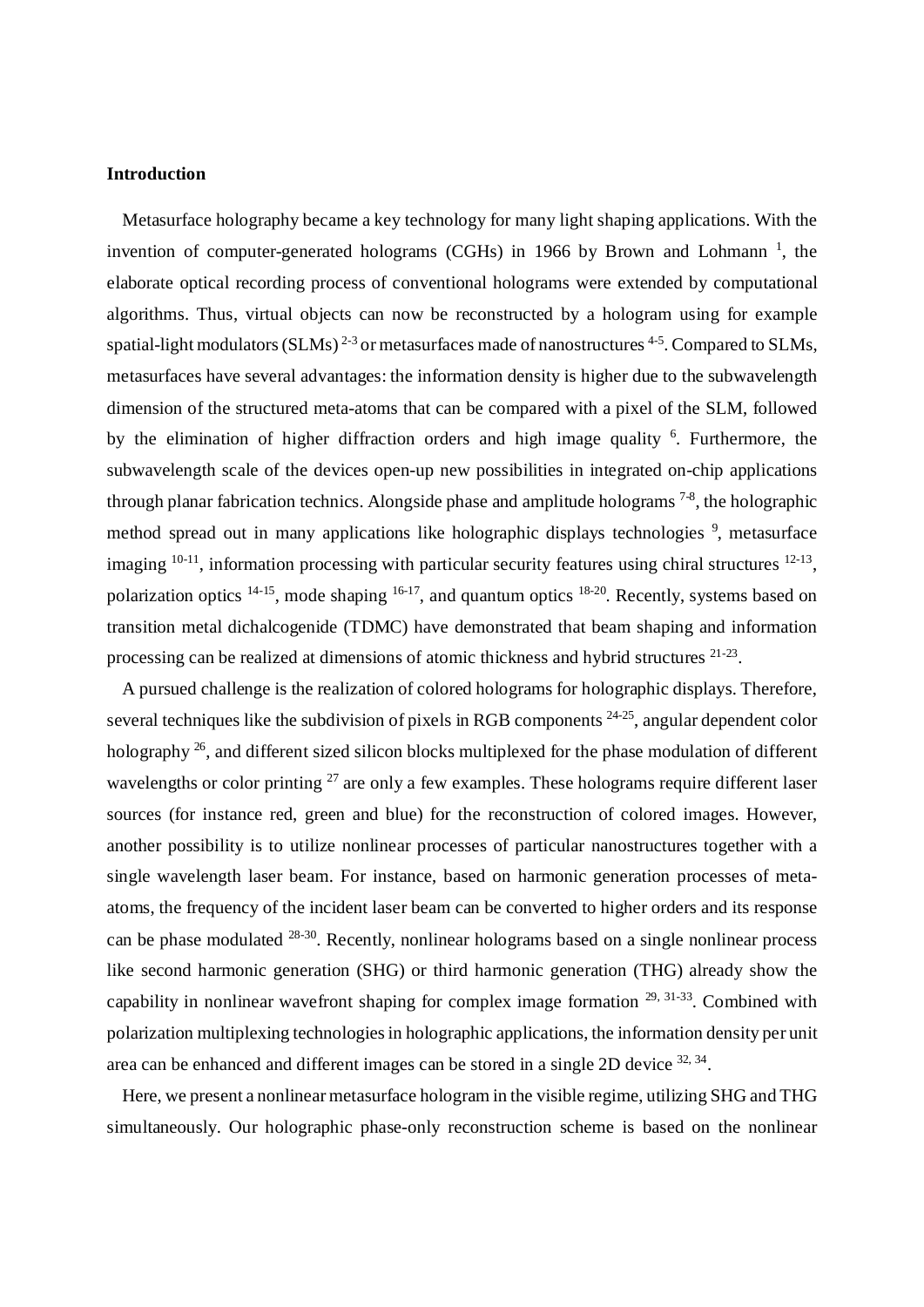## Introduction

Metasurface holography became a key technology for many light shaping applications. With the invention of computer-generated holograms (CGHs) in 1966 by Brown and Lohmann [1], the elaborate optical recording process of conventional holograms were extended by computational algorithms. Thus, virtual objects can now be reconstructed by a hologram using for example spatial-light modulators (SLMs) [2-3] or metasurfaces made of nanostructures [4-5]. Compared to SLMs, metasurfaces have several advantages: the information density is higher due to the subwavelength dimension of the structured meta-atoms that can be compared with a pixel of the SLM, followed by the elimination of higher diffraction orders and high image quality [6]. Furthermore, the subwavelength scale of the devices open-up new possibilities in integrated on-chip applications through planar fabrication technics. Alongside phase and amplitude holograms [7-8], the holographic method spread out in many applications like holographic displays technologies [9], metasurface imaging [10-11], information processing with particular security features using chiral structures [12-13], polarization optics [14-15], mode shaping [16-17], and quantum optics [18-20]. Recently, systems based on transition metal dichalcogenide (TDMC) have demonstrated that beam shaping and information processing can be realized at dimensions of atomic thickness and hybrid structures [21-23].

A pursued challenge is the realization of colored holograms for holographic displays. Therefore, several techniques like the subdivision of pixels in RGB components [24-25], angular dependent color holography [26], and different sized silicon blocks multiplexed for the phase modulation of different wavelengths or color printing [27] are only a few examples. These holograms require different laser sources (for instance red, green and blue) for the reconstruction of colored images. However, another possibility is to utilize nonlinear processes of particular nanostructures together with a single wavelength laser beam. For instance, based on harmonic generation processes of meta-atoms, the frequency of the incident laser beam can be converted to higher orders and its response can be phase modulated [28-30]. Recently, nonlinear holograms based on a single nonlinear process like second harmonic generation (SHG) or third harmonic generation (THG) already show the capability in nonlinear wavefront shaping for complex image formation [29, 31-33]. Combined with polarization multiplexing technologies in holographic applications, the information density per unit area can be enhanced and different images can be stored in a single 2D device [32, 34].

Here, we present a nonlinear metasurface hologram in the visible regime, utilizing SHG and THG simultaneously. Our holographic phase-only reconstruction scheme is based on the nonlinear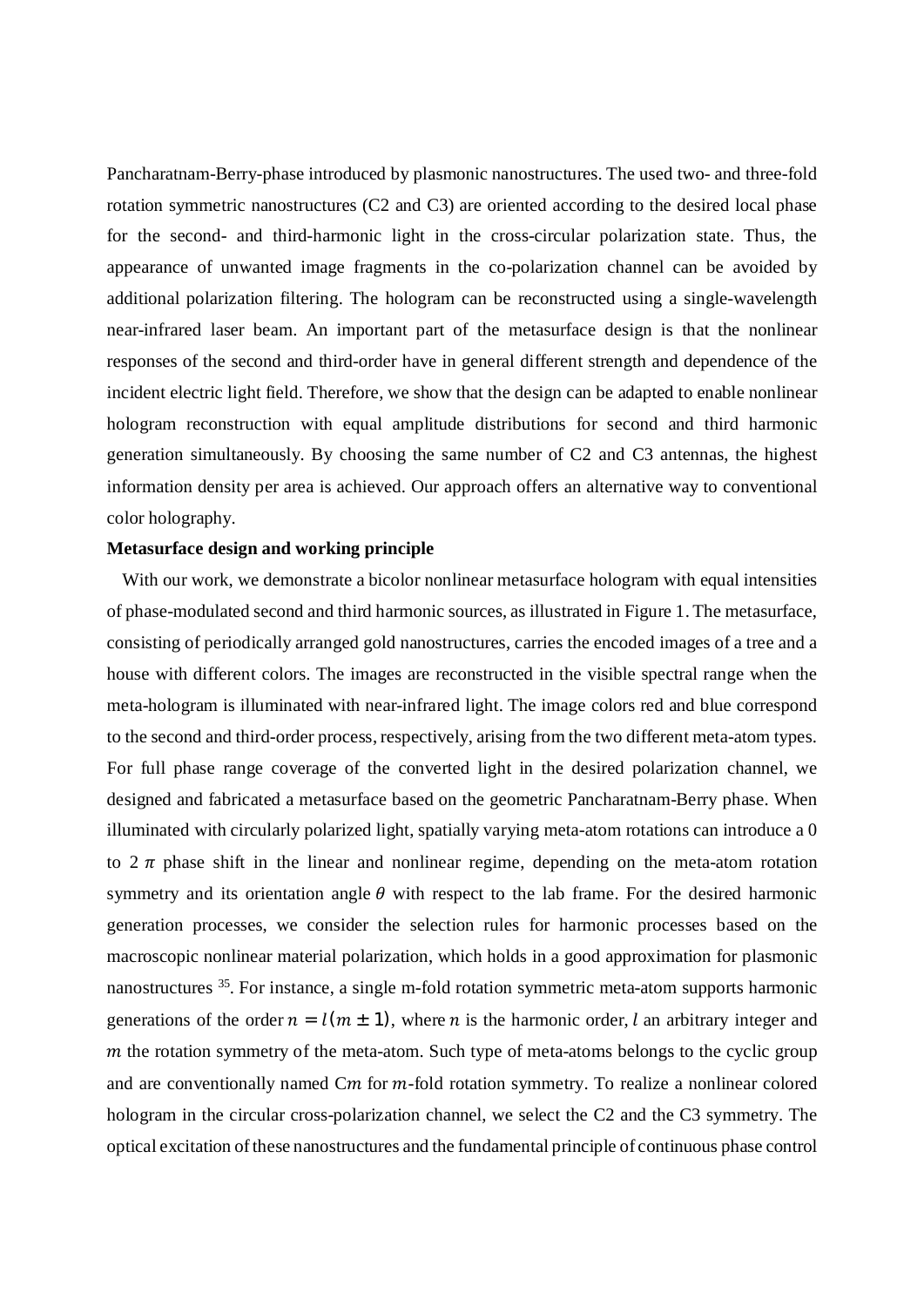Pancharatnam-Berry-phase introduced by plasmonic nanostructures. The used two- and three-fold rotation symmetric nanostructures (C2 and C3) are oriented according to the desired local phase for the second- and third-harmonic light in the cross-circular polarization state. Thus, the appearance of unwanted image fragments in the co-polarization channel can be avoided by additional polarization filtering. The hologram can be reconstructed using a single-wavelength near-infrared laser beam. An important part of the metasurface design is that the nonlinear responses of the second and third-order have in general different strength and dependence of the incident electric light field. Therefore, we show that the design can be adapted to enable nonlinear hologram reconstruction with equal amplitude distributions for second and third harmonic generation simultaneously. By choosing the same number of C2 and C3 antennas, the highest information density per area is achieved. Our approach offers an alternative way to conventional color holography.

**Metasurface design and working principle**

With our work, we demonstrate a bicolor nonlinear metasurface hologram with equal intensities of phase-modulated second and third harmonic sources, as illustrated in Figure 1. The metasurface, consisting of periodically arranged gold nanostructures, carries the encoded images of a tree and a house with different colors. The images are reconstructed in the visible spectral range when the meta-hologram is illuminated with near-infrared light. The image colors red and blue correspond to the second and third-order process, respectively, arising from the two different meta-atom types. For full phase range coverage of the converted light in the desired polarization channel, we designed and fabricated a metasurface based on the geometric Pancharatnam-Berry phase. When illuminated with circularly polarized light, spatially varying meta-atom rotations can introduce a 0 to $2\pi$ phase shift in the linear and nonlinear regime, depending on the meta-atom rotation symmetry and its orientation angle $\theta$ with respect to the lab frame. For the desired harmonic generation processes, we consider the selection rules for harmonic processes based on the macroscopic nonlinear material polarization, which holds in a good approximation for plasmonic nanostructures [35]. For instance, a single m-fold rotation symmetric meta-atom supports harmonic generations of the order $n = l(m \pm 1)$, where $n$ is the harmonic order, $l$ an arbitrary integer and $m$ the rotation symmetry of the meta-atom. Such type of meta-atoms belongs to the cyclic group and are conventionally named C$m$ for $m$-fold rotation symmetry. To realize a nonlinear colored hologram in the circular cross-polarization channel, we select the C2 and the C3 symmetry. The optical excitation of these nanostructures and the fundamental principle of continuous phase control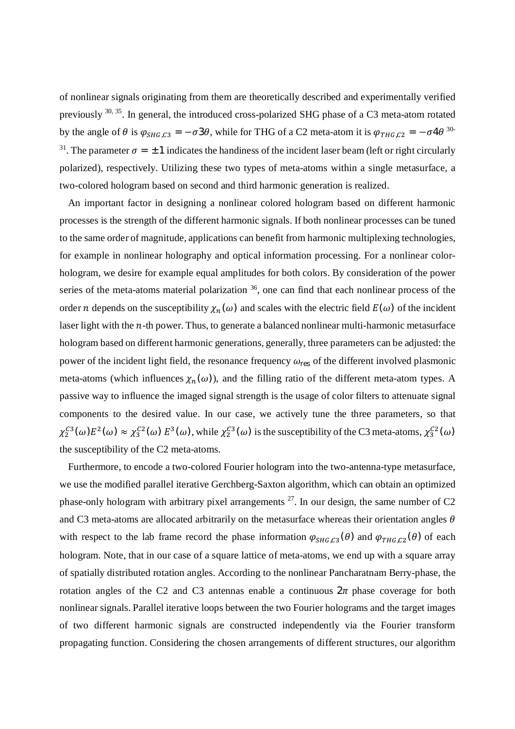of nonlinear signals originating from them are theoretically described and experimentally verified previously [30, 35]. In general, the introduced cross-polarized SHG phase of a C3 meta-atom rotated by the angle of $\theta$ is $\varphi_{SHG,C3} = -\sigma 3\theta$, while for THG of a C2 meta-atom it is $\varphi_{THG,C2} = -\sigma 4\theta$ [30-31]. The parameter $\sigma = \pm 1$ indicates the handiness of the incident laser beam (left or right circularly polarized), respectively. Utilizing these two types of meta-atoms within a single metasurface, a two-colored hologram based on second and third harmonic generation is realized.

An important factor in designing a nonlinear colored hologram based on different harmonic processes is the strength of the different harmonic signals. If both nonlinear processes can be tuned to the same order of magnitude, applications can benefit from harmonic multiplexing technologies, for example in nonlinear holography and optical information processing. For a nonlinear color-hologram, we desire for example equal amplitudes for both colors. By consideration of the power series of the meta-atoms material polarization [36], one can find that each nonlinear process of the order $n$ depends on the susceptibility $\chi_n(\omega)$ and scales with the electric field $E(\omega)$ of the incident laser light with the $n$-th power. Thus, to generate a balanced nonlinear multi-harmonic metasurface hologram based on different harmonic generations, generally, three parameters can be adjusted: the power of the incident light field, the resonance frequency $\omega_{\text{res}}$ of the different involved plasmonic meta-atoms (which influences $\chi_n(\omega)$), and the filling ratio of the different meta-atom types. A passive way to influence the imaged signal strength is the usage of color filters to attenuate signal components to the desired value. In our case, we actively tune the three parameters, so that $\chi_2^{C3}(\omega)E^2(\omega) \approx \chi_3^{C2}(\omega)\, E^3(\omega)$, while $\chi_2^{C3}(\omega)$ is the susceptibility of the C3 meta-atoms, $\chi_3^{C2}(\omega)$ the susceptibility of the C2 meta-atoms.

Furthermore, to encode a two-colored Fourier hologram into the two-antenna-type metasurface, we use the modified parallel iterative Gerchberg-Saxton algorithm, which can obtain an optimized phase-only hologram with arbitrary pixel arrangements [27]. In our design, the same number of C2 and C3 meta-atoms are allocated arbitrarily on the metasurface whereas their orientation angles $\theta$ with respect to the lab frame record the phase information $\varphi_{SHG,C3}(\theta)$ and $\varphi_{THG,C2}(\theta)$ of each hologram. Note, that in our case of a square lattice of meta-atoms, we end up with a square array of spatially distributed rotation angles. According to the nonlinear Pancharatnam Berry-phase, the rotation angles of the C2 and C3 antennas enable a continuous $2\pi$ phase coverage for both nonlinear signals. Parallel iterative loops between the two Fourier holograms and the target images of two different harmonic signals are constructed independently via the Fourier transform propagating function. Considering the chosen arrangements of different structures, our algorithm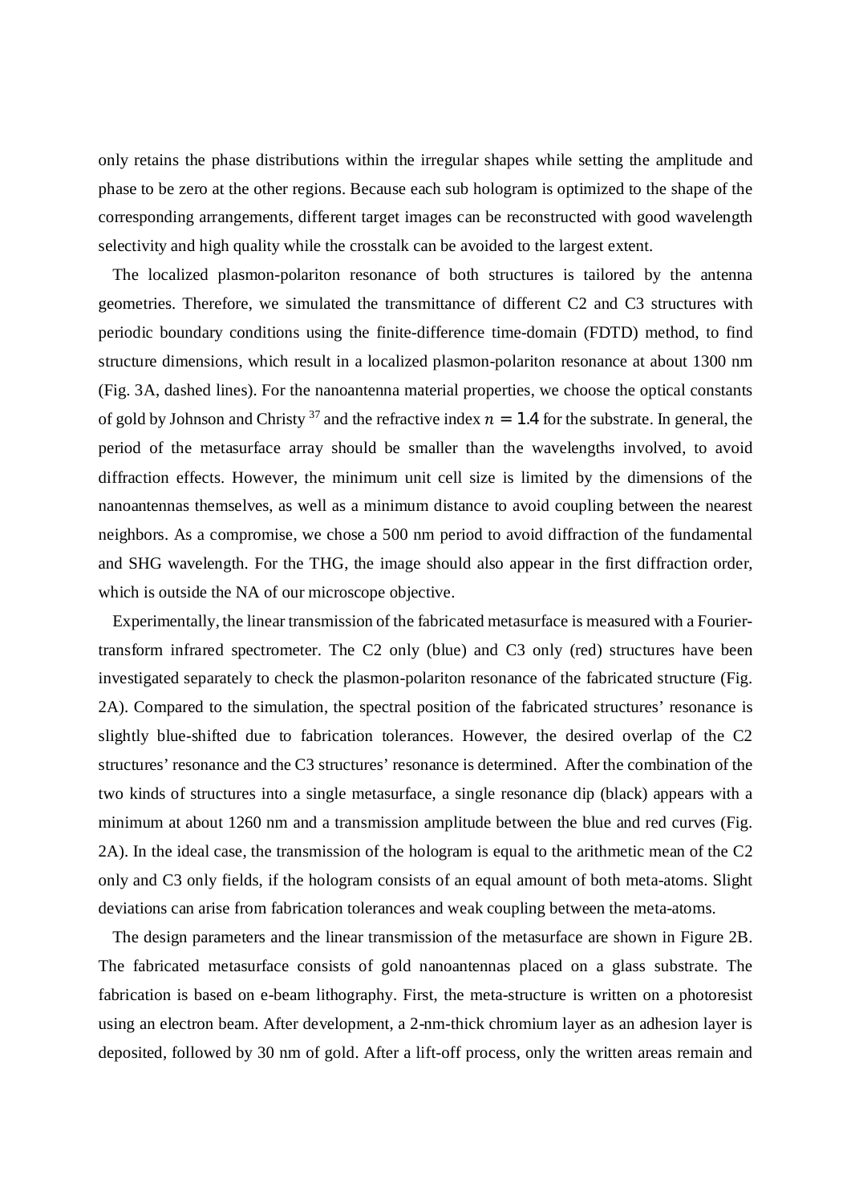only retains the phase distributions within the irregular shapes while setting the amplitude and phase to be zero at the other regions. Because each sub hologram is optimized to the shape of the corresponding arrangements, different target images can be reconstructed with good wavelength selectivity and high quality while the crosstalk can be avoided to the largest extent.

The localized plasmon-polariton resonance of both structures is tailored by the antenna geometries. Therefore, we simulated the transmittance of different C2 and C3 structures with periodic boundary conditions using the finite-difference time-domain (FDTD) method, to find structure dimensions, which result in a localized plasmon-polariton resonance at about 1300 nm (Fig. 3A, dashed lines). For the nanoantenna material properties, we choose the optical constants of gold by Johnson and Christy [37] and the refractive index $n = 1.4$ for the substrate. In general, the period of the metasurface array should be smaller than the wavelengths involved, to avoid diffraction effects. However, the minimum unit cell size is limited by the dimensions of the nanoantennas themselves, as well as a minimum distance to avoid coupling between the nearest neighbors. As a compromise, we chose a 500 nm period to avoid diffraction of the fundamental and SHG wavelength. For the THG, the image should also appear in the first diffraction order, which is outside the NA of our microscope objective.

Experimentally, the linear transmission of the fabricated metasurface is measured with a Fourier-transform infrared spectrometer. The C2 only (blue) and C3 only (red) structures have been investigated separately to check the plasmon-polariton resonance of the fabricated structure (Fig. 2A). Compared to the simulation, the spectral position of the fabricated structures' resonance is slightly blue-shifted due to fabrication tolerances. However, the desired overlap of the C2 structures' resonance and the C3 structures' resonance is determined. After the combination of the two kinds of structures into a single metasurface, a single resonance dip (black) appears with a minimum at about 1260 nm and a transmission amplitude between the blue and red curves (Fig. 2A). In the ideal case, the transmission of the hologram is equal to the arithmetic mean of the C2 only and C3 only fields, if the hologram consists of an equal amount of both meta-atoms. Slight deviations can arise from fabrication tolerances and weak coupling between the meta-atoms.

The design parameters and the linear transmission of the metasurface are shown in Figure 2B. The fabricated metasurface consists of gold nanoantennas placed on a glass substrate. The fabrication is based on e-beam lithography. First, the meta-structure is written on a photoresist using an electron beam. After development, a 2-nm-thick chromium layer as an adhesion layer is deposited, followed by 30 nm of gold. After a lift-off process, only the written areas remain and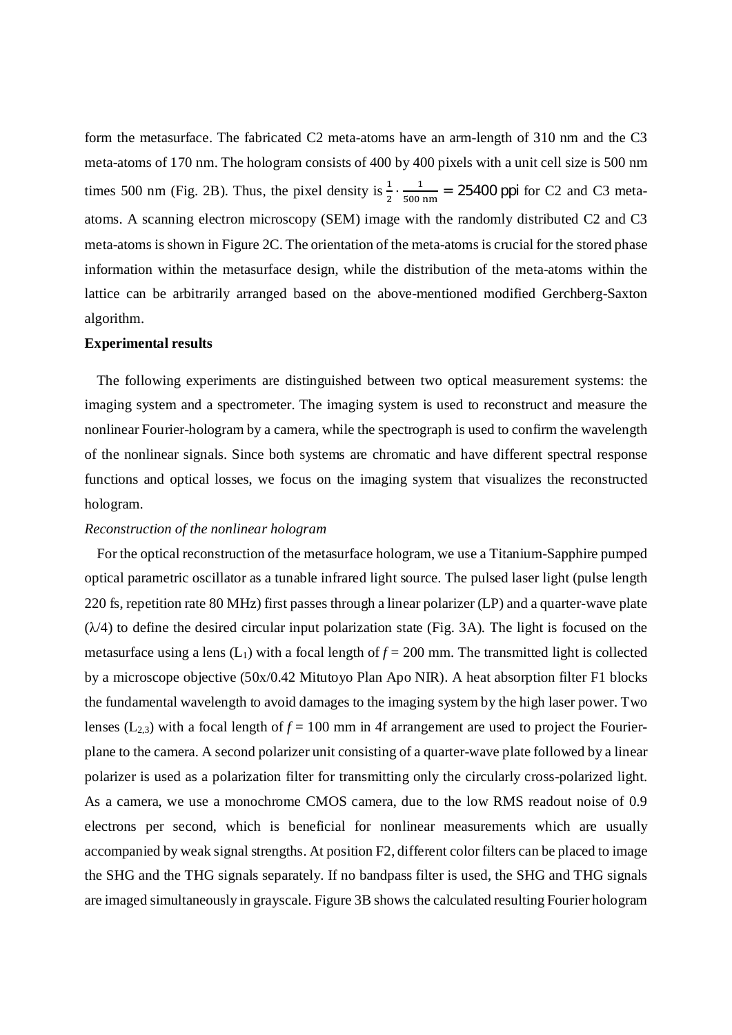form the metasurface. The fabricated C2 meta-atoms have an arm-length of 310 nm and the C3 meta-atoms of 170 nm. The hologram consists of 400 by 400 pixels with a unit cell size is 500 nm times 500 nm (Fig. 2B). Thus, the pixel density is $\frac{1}{2} \cdot \frac{1}{500\ \mathrm{nm}} = 25400\ \mathrm{ppi}$ for C2 and C3 meta-atoms. A scanning electron microscopy (SEM) image with the randomly distributed C2 and C3 meta-atoms is shown in Figure 2C. The orientation of the meta-atoms is crucial for the stored phase information within the metasurface design, while the distribution of the meta-atoms within the lattice can be arbitrarily arranged based on the above-mentioned modified Gerchberg-Saxton algorithm.

**Experimental results**

The following experiments are distinguished between two optical measurement systems: the imaging system and a spectrometer. The imaging system is used to reconstruct and measure the nonlinear Fourier-hologram by a camera, while the spectrograph is used to confirm the wavelength of the nonlinear signals. Since both systems are chromatic and have different spectral response functions and optical losses, we focus on the imaging system that visualizes the reconstructed hologram.

*Reconstruction of the nonlinear hologram*

For the optical reconstruction of the metasurface hologram, we use a Titanium-Sapphire pumped optical parametric oscillator as a tunable infrared light source. The pulsed laser light (pulse length 220 fs, repetition rate 80 MHz) first passes through a linear polarizer (LP) and a quarter-wave plate ($\lambda/4$) to define the desired circular input polarization state (Fig. 3A). The light is focused on the metasurface using a lens ($L_1$) with a focal length of $f$ = 200 mm. The transmitted light is collected by a microscope objective (50x/0.42 Mitutoyo Plan Apo NIR). A heat absorption filter F1 blocks the fundamental wavelength to avoid damages to the imaging system by the high laser power. Two lenses ($L_{2,3}$) with a focal length of $f$ = 100 mm in 4f arrangement are used to project the Fourier-plane to the camera. A second polarizer unit consisting of a quarter-wave plate followed by a linear polarizer is used as a polarization filter for transmitting only the circularly cross-polarized light. As a camera, we use a monochrome CMOS camera, due to the low RMS readout noise of 0.9 electrons per second, which is beneficial for nonlinear measurements which are usually accompanied by weak signal strengths. At position F2, different color filters can be placed to image the SHG and the THG signals separately. If no bandpass filter is used, the SHG and THG signals are imaged simultaneously in grayscale. Figure 3B shows the calculated resulting Fourier hologram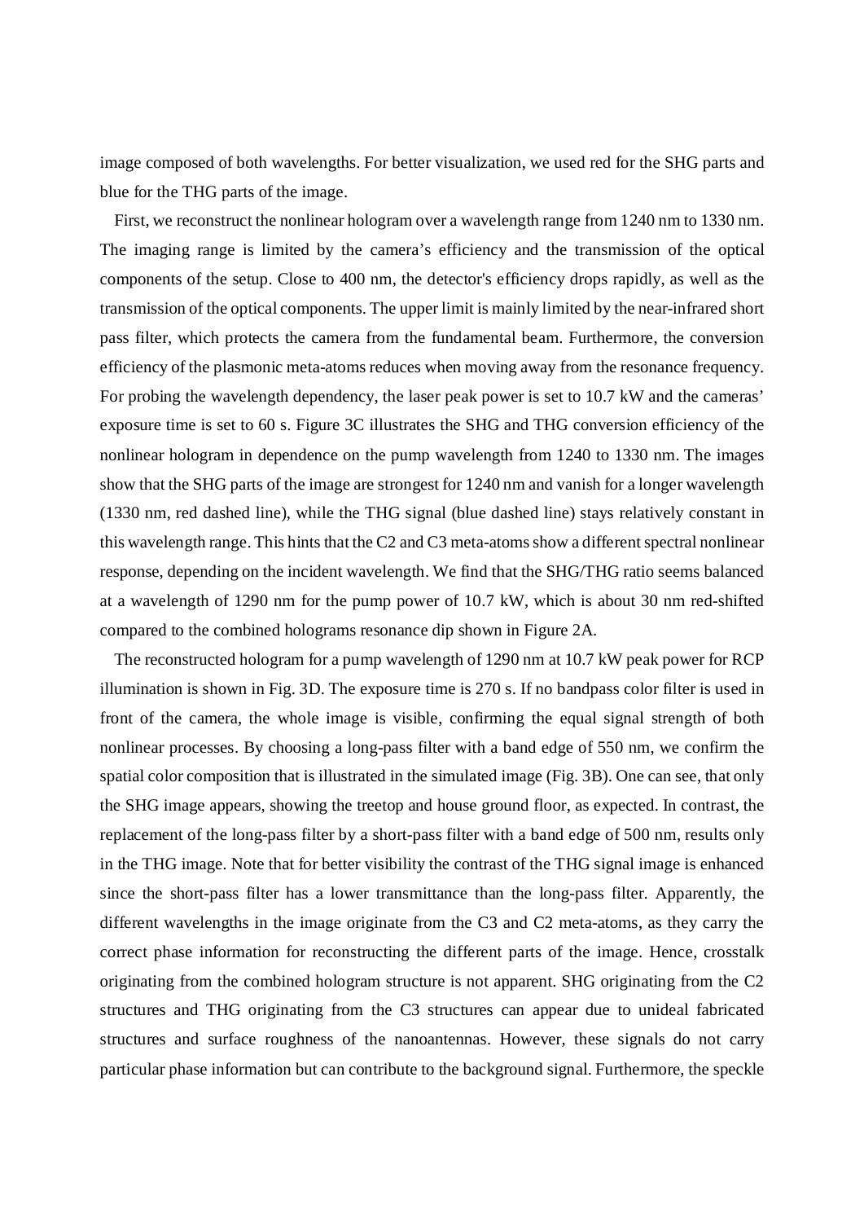image composed of both wavelengths. For better visualization, we used red for the SHG parts and blue for the THG parts of the image.

First, we reconstruct the nonlinear hologram over a wavelength range from 1240 nm to 1330 nm. The imaging range is limited by the camera's efficiency and the transmission of the optical components of the setup. Close to 400 nm, the detector's efficiency drops rapidly, as well as the transmission of the optical components. The upper limit is mainly limited by the near-infrared short pass filter, which protects the camera from the fundamental beam. Furthermore, the conversion efficiency of the plasmonic meta-atoms reduces when moving away from the resonance frequency. For probing the wavelength dependency, the laser peak power is set to 10.7 kW and the cameras' exposure time is set to 60 s. Figure 3C illustrates the SHG and THG conversion efficiency of the nonlinear hologram in dependence on the pump wavelength from 1240 to 1330 nm. The images show that the SHG parts of the image are strongest for 1240 nm and vanish for a longer wavelength (1330 nm, red dashed line), while the THG signal (blue dashed line) stays relatively constant in this wavelength range. This hints that the C2 and C3 meta-atoms show a different spectral nonlinear response, depending on the incident wavelength. We find that the SHG/THG ratio seems balanced at a wavelength of 1290 nm for the pump power of 10.7 kW, which is about 30 nm red-shifted compared to the combined holograms resonance dip shown in Figure 2A.

The reconstructed hologram for a pump wavelength of 1290 nm at 10.7 kW peak power for RCP illumination is shown in Fig. 3D. The exposure time is 270 s. If no bandpass color filter is used in front of the camera, the whole image is visible, confirming the equal signal strength of both nonlinear processes. By choosing a long-pass filter with a band edge of 550 nm, we confirm the spatial color composition that is illustrated in the simulated image (Fig. 3B). One can see, that only the SHG image appears, showing the treetop and house ground floor, as expected. In contrast, the replacement of the long-pass filter by a short-pass filter with a band edge of 500 nm, results only in the THG image. Note that for better visibility the contrast of the THG signal image is enhanced since the short-pass filter has a lower transmittance than the long-pass filter. Apparently, the different wavelengths in the image originate from the C3 and C2 meta-atoms, as they carry the correct phase information for reconstructing the different parts of the image. Hence, crosstalk originating from the combined hologram structure is not apparent. SHG originating from the C2 structures and THG originating from the C3 structures can appear due to unideal fabricated structures and surface roughness of the nanoantennas. However, these signals do not carry particular phase information but can contribute to the background signal. Furthermore, the speckle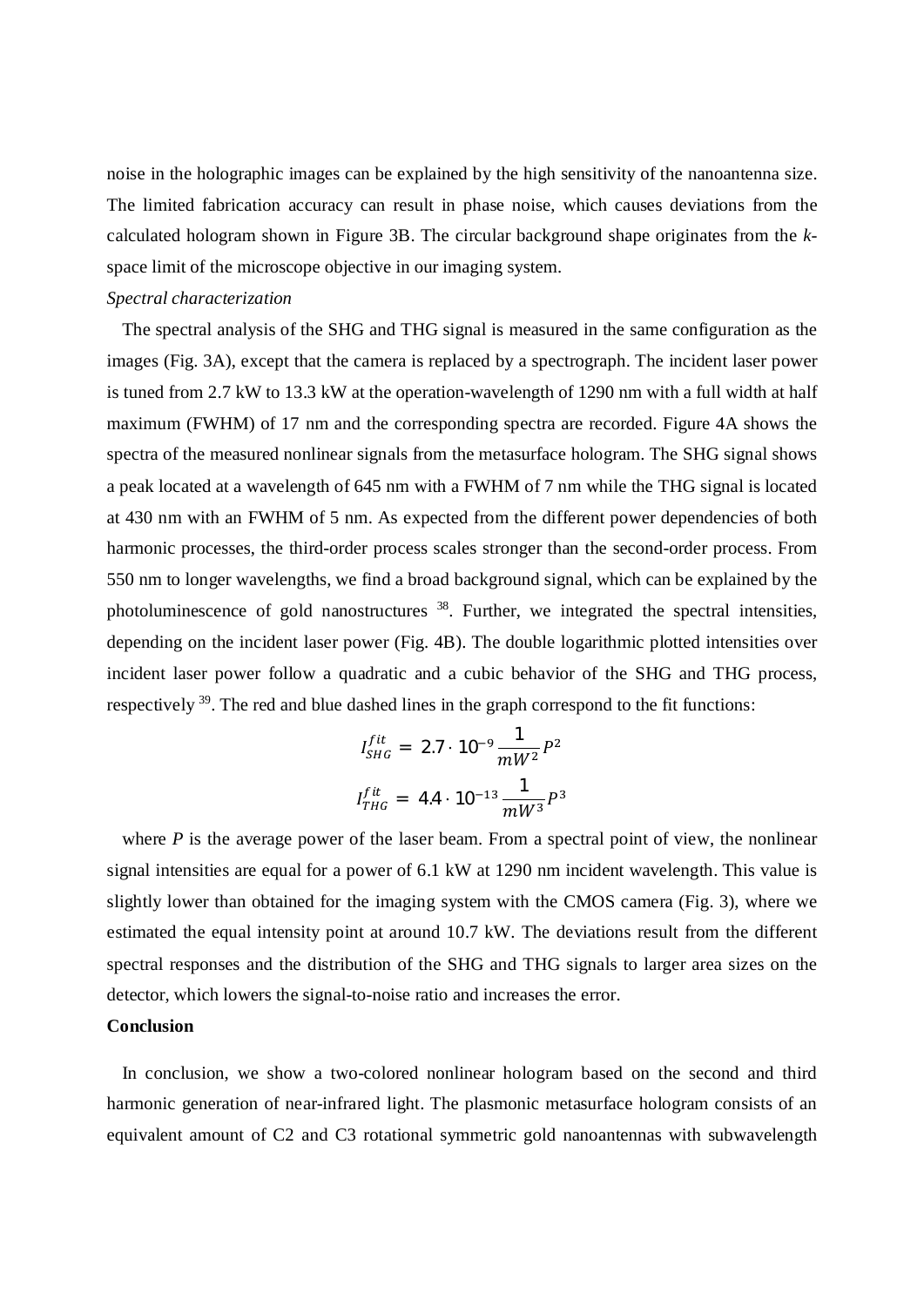noise in the holographic images can be explained by the high sensitivity of the nanoantenna size. The limited fabrication accuracy can result in phase noise, which causes deviations from the calculated hologram shown in Figure 3B. The circular background shape originates from the *k*-space limit of the microscope objective in our imaging system.

*Spectral characterization*

The spectral analysis of the SHG and THG signal is measured in the same configuration as the images (Fig. 3A), except that the camera is replaced by a spectrograph. The incident laser power is tuned from 2.7 kW to 13.3 kW at the operation-wavelength of 1290 nm with a full width at half maximum (FWHM) of 17 nm and the corresponding spectra are recorded. Figure 4A shows the spectra of the measured nonlinear signals from the metasurface hologram. The SHG signal shows a peak located at a wavelength of 645 nm with a FWHM of 7 nm while the THG signal is located at 430 nm with an FWHM of 5 nm. As expected from the different power dependencies of both harmonic processes, the third-order process scales stronger than the second-order process. From 550 nm to longer wavelengths, we find a broad background signal, which can be explained by the photoluminescence of gold nanostructures [38]. Further, we integrated the spectral intensities, depending on the incident laser power (Fig. 4B). The double logarithmic plotted intensities over incident laser power follow a quadratic and a cubic behavior of the SHG and THG process, respectively [39]. The red and blue dashed lines in the graph correspond to the fit functions:

$$I_{SHG}^{fit} = 2.7 \cdot 10^{-9} \frac{1}{mW^2} P^2$$

$$I_{THG}^{fit} = 4.4 \cdot 10^{-13} \frac{1}{mW^3} P^3$$

where *P* is the average power of the laser beam. From a spectral point of view, the nonlinear signal intensities are equal for a power of 6.1 kW at 1290 nm incident wavelength. This value is slightly lower than obtained for the imaging system with the CMOS camera (Fig. 3), where we estimated the equal intensity point at around 10.7 kW. The deviations result from the different spectral responses and the distribution of the SHG and THG signals to larger area sizes on the detector, which lowers the signal-to-noise ratio and increases the error.

## Conclusion

In conclusion, we show a two-colored nonlinear hologram based on the second and third harmonic generation of near-infrared light. The plasmonic metasurface hologram consists of an equivalent amount of C2 and C3 rotational symmetric gold nanoantennas with subwavelength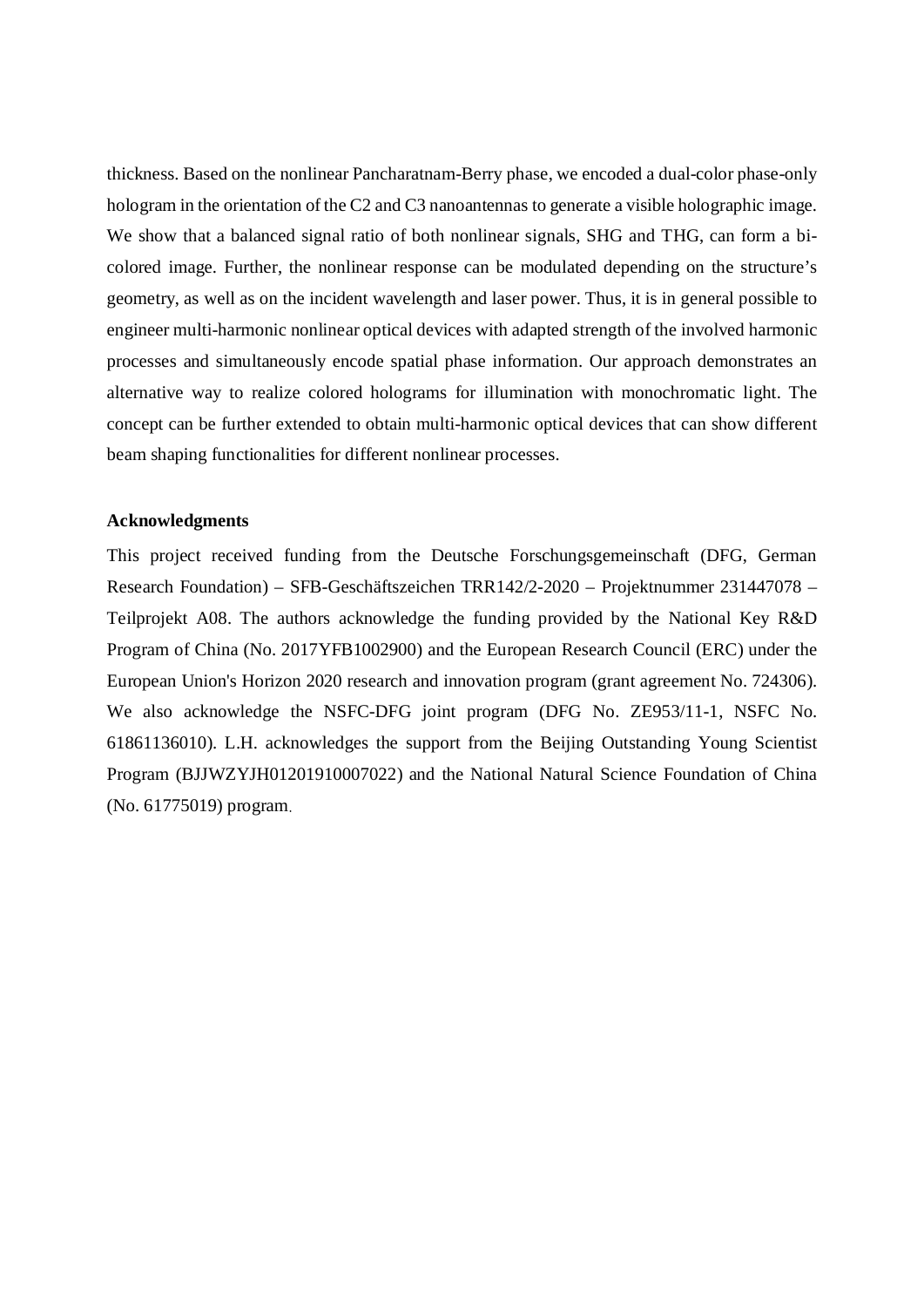thickness. Based on the nonlinear Pancharatnam-Berry phase, we encoded a dual-color phase-only hologram in the orientation of the C2 and C3 nanoantennas to generate a visible holographic image. We show that a balanced signal ratio of both nonlinear signals, SHG and THG, can form a bi-colored image. Further, the nonlinear response can be modulated depending on the structure's geometry, as well as on the incident wavelength and laser power. Thus, it is in general possible to engineer multi-harmonic nonlinear optical devices with adapted strength of the involved harmonic processes and simultaneously encode spatial phase information. Our approach demonstrates an alternative way to realize colored holograms for illumination with monochromatic light. The concept can be further extended to obtain multi-harmonic optical devices that can show different beam shaping functionalities for different nonlinear processes.

**Acknowledgments**

This project received funding from the Deutsche Forschungsgemeinschaft (DFG, German Research Foundation) – SFB-Geschäftszeichen TRR142/2-2020 – Projektnummer 231447078 – Teilprojekt A08. The authors acknowledge the funding provided by the National Key R&D Program of China (No. 2017YFB1002900) and the European Research Council (ERC) under the European Union's Horizon 2020 research and innovation program (grant agreement No. 724306). We also acknowledge the NSFC-DFG joint program (DFG No. ZE953/11-1, NSFC No. 61861136010). L.H. acknowledges the support from the Beijing Outstanding Young Scientist Program (BJJWZYJH01201910007022) and the National Natural Science Foundation of China (No. 61775019) program.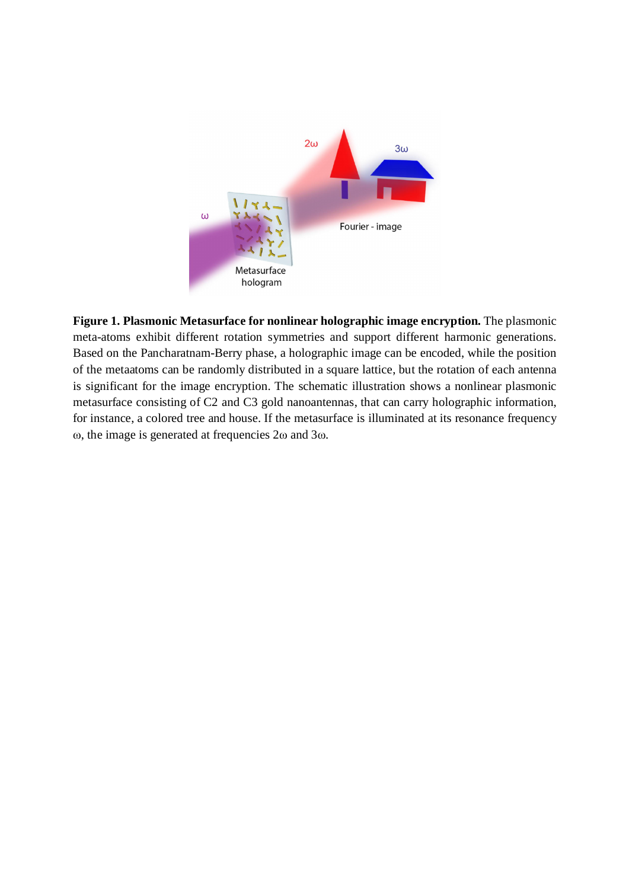**Figure 1. Plasmonic Metasurface for nonlinear holographic image encryption.** The plasmonic meta-atoms exhibit different rotation symmetries and support different harmonic generations. Based on the Pancharatnam-Berry phase, a holographic image can be encoded, while the position of the metaatoms can be randomly distributed in a square lattice, but the rotation of each antenna is significant for the image encryption. The schematic illustration shows a nonlinear plasmonic metasurface consisting of C2 and C3 gold nanoantennas, that can carry holographic information, for instance, a colored tree and house. If the metasurface is illuminated at its resonance frequency ω, the image is generated at frequencies 2ω and 3ω.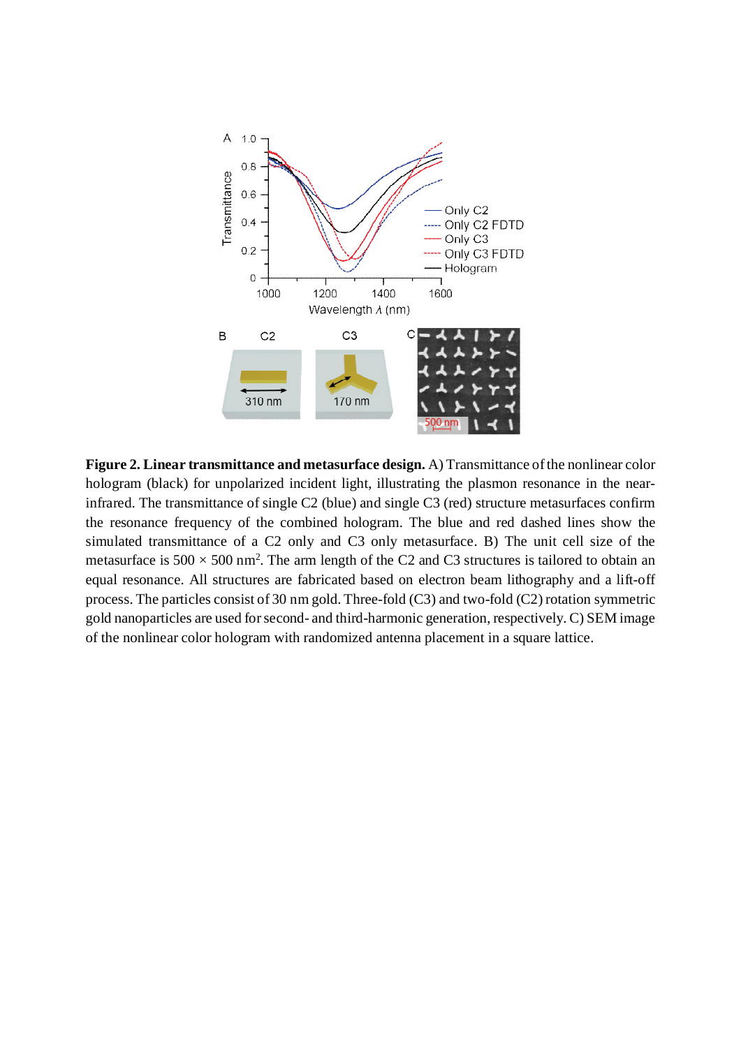**Figure 2. Linear transmittance and metasurface design.** A) Transmittance of the nonlinear color hologram (black) for unpolarized incident light, illustrating the plasmon resonance in the near-infrared. The transmittance of single C2 (blue) and single C3 (red) structure metasurfaces confirm the resonance frequency of the combined hologram. The blue and red dashed lines show the simulated transmittance of a C2 only and C3 only metasurface. B) The unit cell size of the metasurface is 500 × 500 nm$^2$. The arm length of the C2 and C3 structures is tailored to obtain an equal resonance. All structures are fabricated based on electron beam lithography and a lift-off process. The particles consist of 30 nm gold. Three-fold (C3) and two-fold (C2) rotation symmetric gold nanoparticles are used for second- and third-harmonic generation, respectively. C) SEM image of the nonlinear color hologram with randomized antenna placement in a square lattice.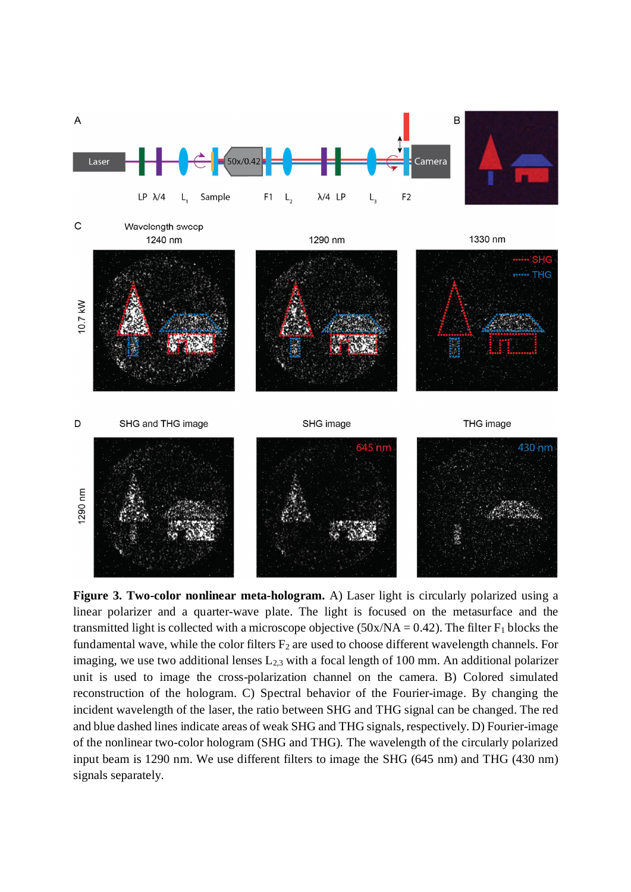**Figure 3. Two-color nonlinear meta-hologram.** A) Laser light is circularly polarized using a linear polarizer and a quarter-wave plate. The light is focused on the metasurface and the transmitted light is collected with a microscope objective (50x/NA = 0.42). The filter $F_1$ blocks the fundamental wave, while the color filters $F_2$ are used to choose different wavelength channels. For imaging, we use two additional lenses $L_{2,3}$ with a focal length of 100 mm. An additional polarizer unit is used to image the cross-polarization channel on the camera. B) Colored simulated reconstruction of the hologram. C) Spectral behavior of the Fourier-image. By changing the incident wavelength of the laser, the ratio between SHG and THG signal can be changed. The red and blue dashed lines indicate areas of weak SHG and THG signals, respectively. D) Fourier-image of the nonlinear two-color hologram (SHG and THG). The wavelength of the circularly polarized input beam is 1290 nm. We use different filters to image the SHG (645 nm) and THG (430 nm) signals separately.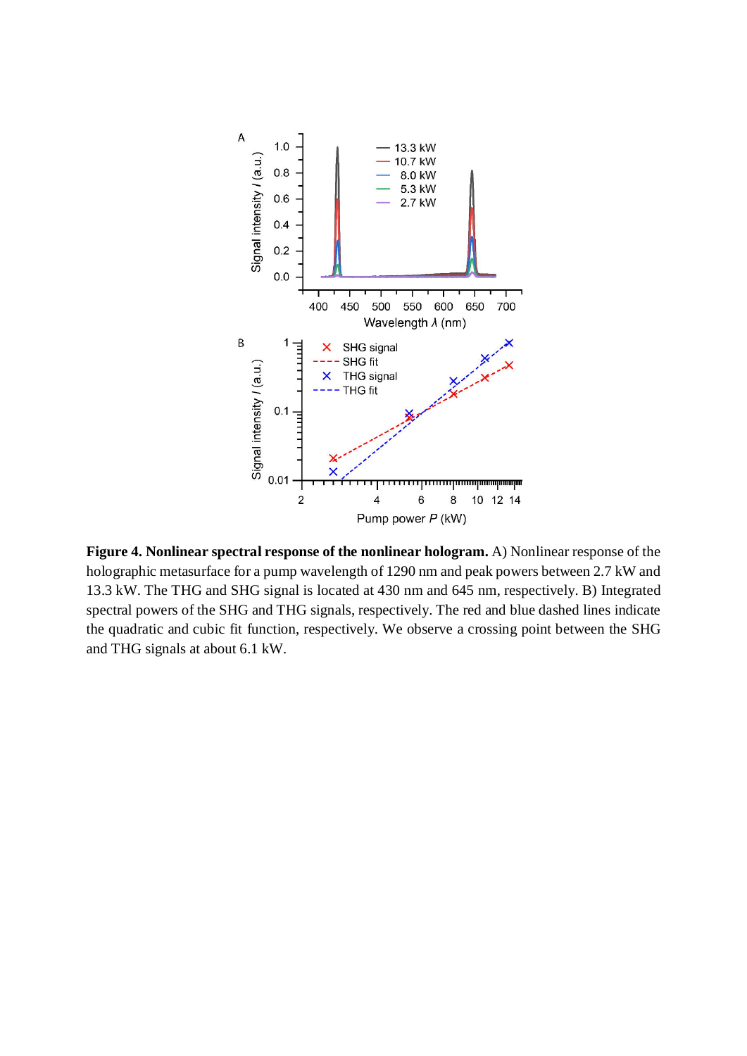**Figure 4. Nonlinear spectral response of the nonlinear hologram.** A) Nonlinear response of the holographic metasurface for a pump wavelength of 1290 nm and peak powers between 2.7 kW and 13.3 kW. The THG and SHG signal is located at 430 nm and 645 nm, respectively. B) Integrated spectral powers of the SHG and THG signals, respectively. The red and blue dashed lines indicate the quadratic and cubic fit function, respectively. We observe a crossing point between the SHG and THG signals at about 6.1 kW.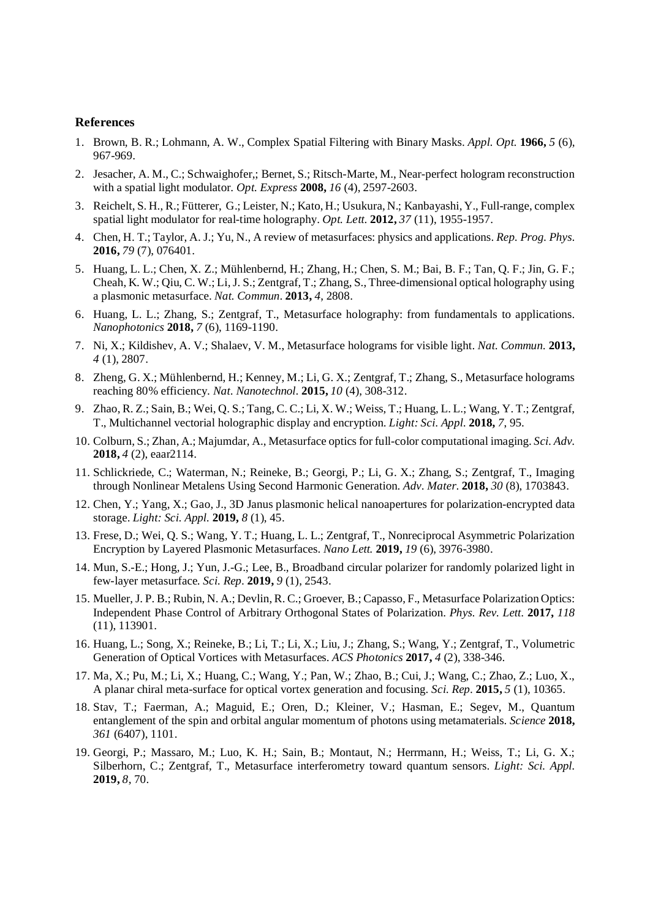**References**

1. Brown, B. R.; Lohmann, A. W., Complex Spatial Filtering with Binary Masks. *Appl. Opt.* **1966,** *5* (6), 967-969.
2. Jesacher, A. M., C.; Schwaighofer,; Bernet, S.; Ritsch-Marte, M., Near-perfect hologram reconstruction with a spatial light modulator. *Opt. Express* **2008,** *16* (4), 2597-2603.
3. Reichelt, S. H., R.; Fütterer, G.; Leister, N.; Kato, H.; Usukura, N.; Kanbayashi, Y., Full-range, complex spatial light modulator for real-time holography. *Opt. Lett.* **2012,** *37* (11), 1955-1957.
4. Chen, H. T.; Taylor, A. J.; Yu, N., A review of metasurfaces: physics and applications. *Rep. Prog. Phys.* **2016,** *79* (7), 076401.
5. Huang, L. L.; Chen, X. Z.; Mühlenbernd, H.; Zhang, H.; Chen, S. M.; Bai, B. F.; Tan, Q. F.; Jin, G. F.; Cheah, K. W.; Qiu, C. W.; Li, J. S.; Zentgraf, T.; Zhang, S., Three-dimensional optical holography using a plasmonic metasurface. *Nat. Commun.* **2013,** *4*, 2808.
6. Huang, L. L.; Zhang, S.; Zentgraf, T., Metasurface holography: from fundamentals to applications. *Nanophotonics* **2018,** *7* (6), 1169-1190.
7. Ni, X.; Kildishev, A. V.; Shalaev, V. M., Metasurface holograms for visible light. *Nat. Commun.* **2013,** *4* (1), 2807.
8. Zheng, G. X.; Mühlenbernd, H.; Kenney, M.; Li, G. X.; Zentgraf, T.; Zhang, S., Metasurface holograms reaching 80% efficiency. *Nat. Nanotechnol.* **2015,** *10* (4), 308-312.
9. Zhao, R. Z.; Sain, B.; Wei, Q. S.; Tang, C. C.; Li, X. W.; Weiss, T.; Huang, L. L.; Wang, Y. T.; Zentgraf, T., Multichannel vectorial holographic display and encryption. *Light: Sci. Appl.* **2018,** *7*, 95.
10. Colburn, S.; Zhan, A.; Majumdar, A., Metasurface optics for full-color computational imaging. *Sci. Adv.* **2018,** *4* (2), eaar2114.
11. Schlickriede, C.; Waterman, N.; Reineke, B.; Georgi, P.; Li, G. X.; Zhang, S.; Zentgraf, T., Imaging through Nonlinear Metalens Using Second Harmonic Generation. *Adv. Mater.* **2018,** *30* (8), 1703843.
12. Chen, Y.; Yang, X.; Gao, J., 3D Janus plasmonic helical nanoapertures for polarization-encrypted data storage. *Light: Sci. Appl.* **2019,** *8* (1), 45.
13. Frese, D.; Wei, Q. S.; Wang, Y. T.; Huang, L. L.; Zentgraf, T., Nonreciprocal Asymmetric Polarization Encryption by Layered Plasmonic Metasurfaces. *Nano Lett.* **2019,** *19* (6), 3976-3980.
14. Mun, S.-E.; Hong, J.; Yun, J.-G.; Lee, B., Broadband circular polarizer for randomly polarized light in few-layer metasurface. *Sci. Rep.* **2019,** *9* (1), 2543.
15. Mueller, J. P. B.; Rubin, N. A.; Devlin, R. C.; Groever, B.; Capasso, F., Metasurface Polarization Optics: Independent Phase Control of Arbitrary Orthogonal States of Polarization. *Phys. Rev. Lett.* **2017,** *118* (11), 113901.
16. Huang, L.; Song, X.; Reineke, B.; Li, T.; Li, X.; Liu, J.; Zhang, S.; Wang, Y.; Zentgraf, T., Volumetric Generation of Optical Vortices with Metasurfaces. *ACS Photonics* **2017,** *4* (2), 338-346.
17. Ma, X.; Pu, M.; Li, X.; Huang, C.; Wang, Y.; Pan, W.; Zhao, B.; Cui, J.; Wang, C.; Zhao, Z.; Luo, X., A planar chiral meta-surface for optical vortex generation and focusing. *Sci. Rep.* **2015,** *5* (1), 10365.
18. Stav, T.; Faerman, A.; Maguid, E.; Oren, D.; Kleiner, V.; Hasman, E.; Segev, M., Quantum entanglement of the spin and orbital angular momentum of photons using metamaterials. *Science* **2018,** *361* (6407), 1101.
19. Georgi, P.; Massaro, M.; Luo, K. H.; Sain, B.; Montaut, N.; Herrmann, H.; Weiss, T.; Li, G. X.; Silberhorn, C.; Zentgraf, T., Metasurface interferometry toward quantum sensors. *Light: Sci. Appl.* **2019,** *8*, 70.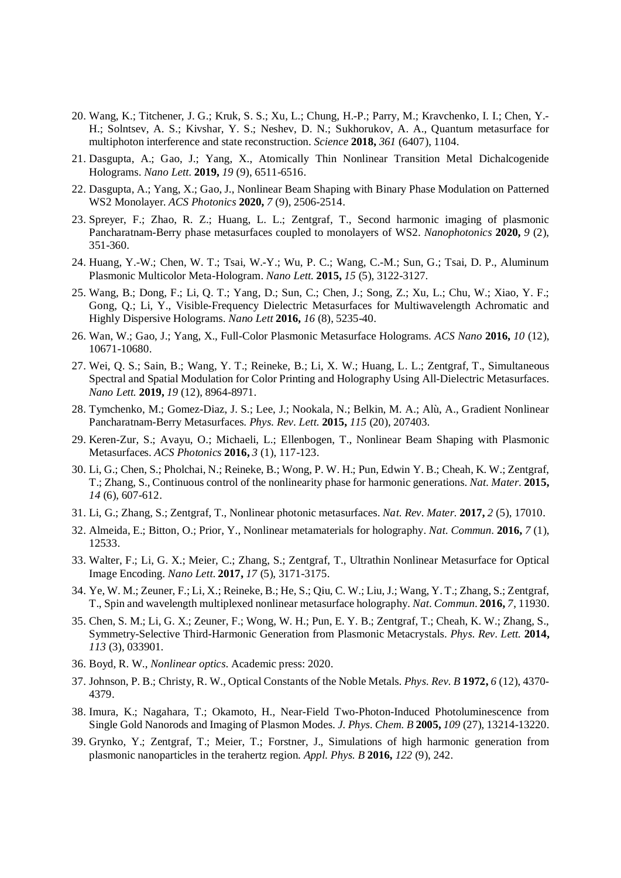20. Wang, K.; Titchener, J. G.; Kruk, S. S.; Xu, L.; Chung, H.-P.; Parry, M.; Kravchenko, I. I.; Chen, Y.-H.; Solntsev, A. S.; Kivshar, Y. S.; Neshev, D. N.; Sukhorukov, A. A., Quantum metasurface for multiphoton interference and state reconstruction. *Science* **2018,** *361* (6407), 1104.
21. Dasgupta, A.; Gao, J.; Yang, X., Atomically Thin Nonlinear Transition Metal Dichalcogenide Holograms. *Nano Lett.* **2019,** *19* (9), 6511-6516.
22. Dasgupta, A.; Yang, X.; Gao, J., Nonlinear Beam Shaping with Binary Phase Modulation on Patterned WS2 Monolayer. *ACS Photonics* **2020,** *7* (9), 2506-2514.
23. Spreyer, F.; Zhao, R. Z.; Huang, L. L.; Zentgraf, T., Second harmonic imaging of plasmonic Pancharatnam-Berry phase metasurfaces coupled to monolayers of WS2. *Nanophotonics* **2020,** *9* (2), 351-360.
24. Huang, Y.-W.; Chen, W. T.; Tsai, W.-Y.; Wu, P. C.; Wang, C.-M.; Sun, G.; Tsai, D. P., Aluminum Plasmonic Multicolor Meta-Hologram. *Nano Lett.* **2015,** *15* (5), 3122-3127.
25. Wang, B.; Dong, F.; Li, Q. T.; Yang, D.; Sun, C.; Chen, J.; Song, Z.; Xu, L.; Chu, W.; Xiao, Y. F.; Gong, Q.; Li, Y., Visible-Frequency Dielectric Metasurfaces for Multiwavelength Achromatic and Highly Dispersive Holograms. *Nano Lett* **2016,** *16* (8), 5235-40.
26. Wan, W.; Gao, J.; Yang, X., Full-Color Plasmonic Metasurface Holograms. *ACS Nano* **2016,** *10* (12), 10671-10680.
27. Wei, Q. S.; Sain, B.; Wang, Y. T.; Reineke, B.; Li, X. W.; Huang, L. L.; Zentgraf, T., Simultaneous Spectral and Spatial Modulation for Color Printing and Holography Using All-Dielectric Metasurfaces. *Nano Lett.* **2019,** *19* (12), 8964-8971.
28. Tymchenko, M.; Gomez-Diaz, J. S.; Lee, J.; Nookala, N.; Belkin, M. A.; Alù, A., Gradient Nonlinear Pancharatnam-Berry Metasurfaces. *Phys. Rev. Lett.* **2015,** *115* (20), 207403.
29. Keren-Zur, S.; Avayu, O.; Michaeli, L.; Ellenbogen, T., Nonlinear Beam Shaping with Plasmonic Metasurfaces. *ACS Photonics* **2016,** *3* (1), 117-123.
30. Li, G.; Chen, S.; Pholchai, N.; Reineke, B.; Wong, P. W. H.; Pun, Edwin Y. B.; Cheah, K. W.; Zentgraf, T.; Zhang, S., Continuous control of the nonlinearity phase for harmonic generations. *Nat. Mater.* **2015,** *14* (6), 607-612.
31. Li, G.; Zhang, S.; Zentgraf, T., Nonlinear photonic metasurfaces. *Nat. Rev. Mater.* **2017,** *2* (5), 17010.
32. Almeida, E.; Bitton, O.; Prior, Y., Nonlinear metamaterials for holography. *Nat. Commun.* **2016,** *7* (1), 12533.
33. Walter, F.; Li, G. X.; Meier, C.; Zhang, S.; Zentgraf, T., Ultrathin Nonlinear Metasurface for Optical Image Encoding. *Nano Lett.* **2017,** *17* (5), 3171-3175.
34. Ye, W. M.; Zeuner, F.; Li, X.; Reineke, B.; He, S.; Qiu, C. W.; Liu, J.; Wang, Y. T.; Zhang, S.; Zentgraf, T., Spin and wavelength multiplexed nonlinear metasurface holography. *Nat. Commun.* **2016,** *7*, 11930.
35. Chen, S. M.; Li, G. X.; Zeuner, F.; Wong, W. H.; Pun, E. Y. B.; Zentgraf, T.; Cheah, K. W.; Zhang, S., Symmetry-Selective Third-Harmonic Generation from Plasmonic Metacrystals. *Phys. Rev. Lett.* **2014,** *113* (3), 033901.
36. Boyd, R. W., *Nonlinear optics*. Academic press: 2020.
37. Johnson, P. B.; Christy, R. W., Optical Constants of the Noble Metals. *Phys. Rev. B* **1972,** *6* (12), 4370-4379.
38. Imura, K.; Nagahara, T.; Okamoto, H., Near-Field Two-Photon-Induced Photoluminescence from Single Gold Nanorods and Imaging of Plasmon Modes. *J. Phys. Chem. B* **2005,** *109* (27), 13214-13220.
39. Grynko, Y.; Zentgraf, T.; Meier, T.; Forstner, J., Simulations of high harmonic generation from plasmonic nanoparticles in the terahertz region. *Appl. Phys. B* **2016,** *122* (9), 242.